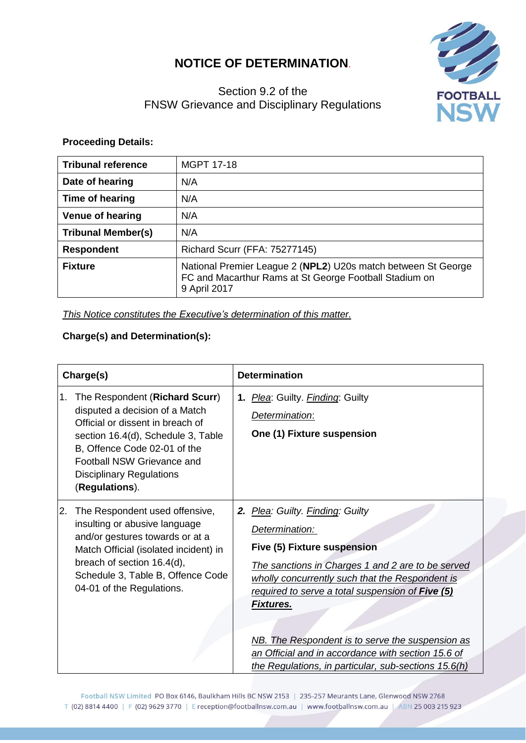# NOTICE OF DETERMINATION.

Section 9.2 of the
FNSW Grievance and Disciplinary Regulations

**Proceeding Details:**

| **Tribunal reference** | MGPT 17-18 |
|---|---|
| **Date of hearing** | N/A |
| **Time of hearing** | N/A |
| **Venue of hearing** | N/A |
| **Tribunal Member(s)** | N/A |
| **Respondent** | Richard Scurr (FFA: 75277145) |
| **Fixture** | National Premier League 2 (**NPL2**) U20s match between St George FC and Macarthur Rams at St George Football Stadium on 9 April 2017 |

*This Notice constitutes the Executive's determination of this matter.*

**Charge(s) and Determination(s):**

| **Charge(s)** | **Determination** |
|---|---|
| 1. The Respondent (**Richard Scurr**) disputed a decision of a Match Official or dissent in breach of section 16.4(d), Schedule 3, Table B, Offence Code 02-01 of the Football NSW Grievance and Disciplinary Regulations (**Regulations**). | **1.** *Plea*: Guilty. *Finding*: Guilty<br>*Determination*:<br>**One (1) Fixture suspension** |
| 2. The Respondent used offensive, insulting or abusive language and/or gestures towards or at a Match Official (isolated incident) in breach of section 16.4(d), Schedule 3, Table B, Offence Code 04-01 of the Regulations. | ***2.*** *Plea: Guilty. Finding: Guilty*<br>*Determination:*<br>**Five (5) Fixture suspension**<br>*The sanctions in Charges 1 and 2 are to be served wholly concurrently such that the Respondent is required to serve a total suspension of* ***Five (5) Fixtures.***<br><br>*NB. The Respondent is to serve the suspension as an Official and in accordance with section 15.6 of the Regulations, in particular, sub-sections 15.6(h)* |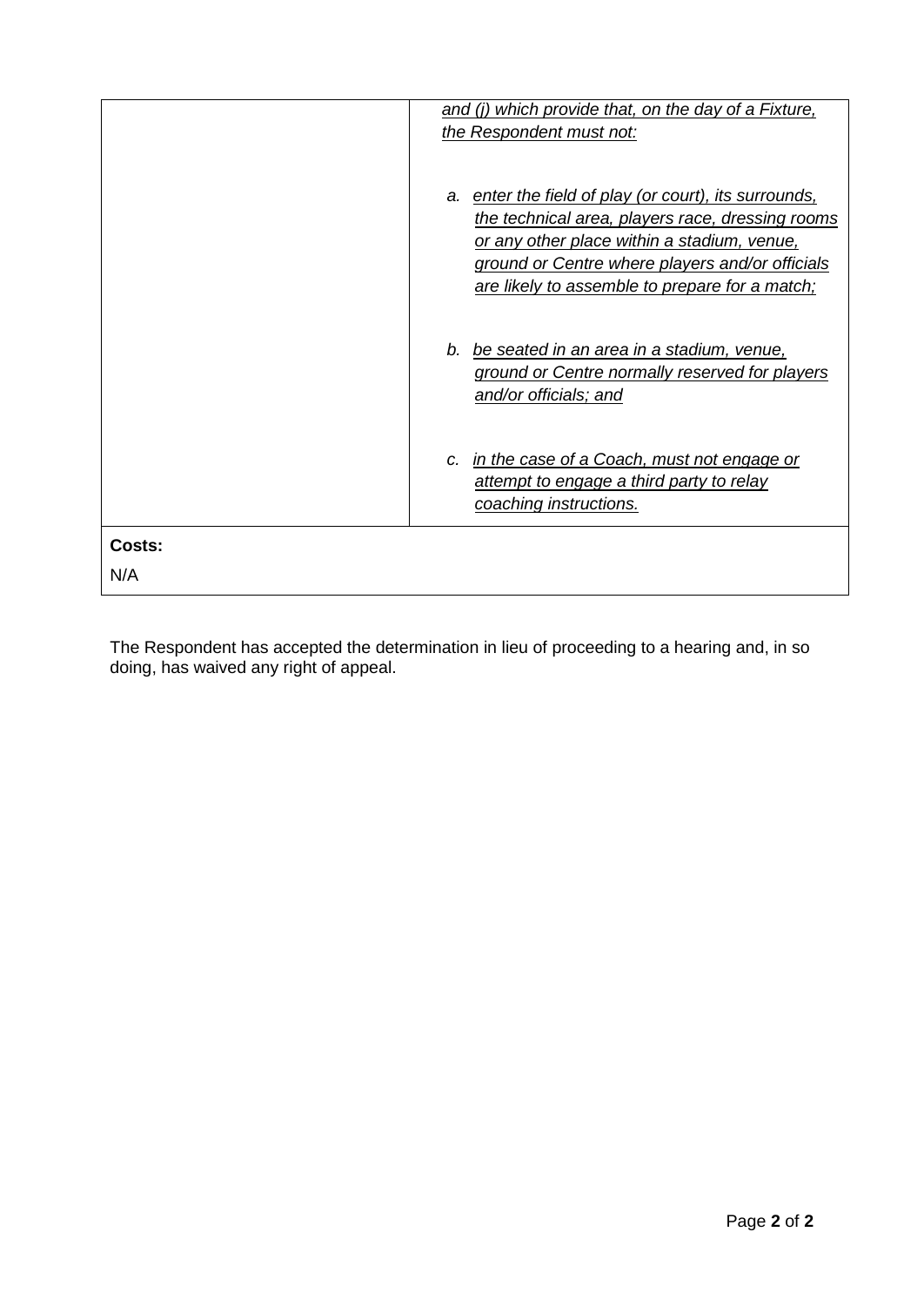| | |
|---|---|
| | <u>*and (j) which provide that, on the day of a Fixture, the Respondent must not:*</u><br><br>*a.* <u>*enter the field of play (or court), its surrounds, the technical area, players race, dressing rooms or any other place within a stadium, venue, ground or Centre where players and/or officials are likely to assemble to prepare for a match;*</u><br><br>*b.* <u>*be seated in an area in a stadium, venue, ground or Centre normally reserved for players and/or officials; and*</u><br><br>*c.* <u>*in the case of a Coach, must not engage or attempt to engage a third party to relay coaching instructions.*</u> |
| **Costs:**<br><br>N/A | |

The Respondent has accepted the determination in lieu of proceeding to a hearing and, in so doing, has waived any right of appeal.